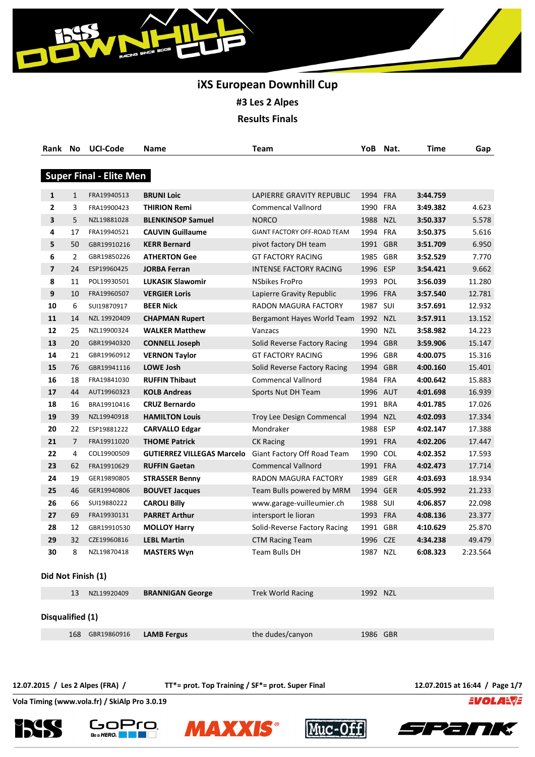# iXS European Downhill Cup

## #3 Les 2 Alpes

## Results Finals

### Super Final - Elite Men

| Rank | No | UCI-Code | Name | Team | YoB | Nat. | Time | Gap |
|---|---|---|---|---|---|---|---|---|
| 1 | 1 | FRA19940513 | **BRUNI Loic** | LAPIERRE GRAVITY REPUBLIC | 1994 | FRA | **3:44.759** | |
| 2 | 3 | FRA19900423 | **THIRION Remi** | Commencal Vallnord | 1990 | FRA | **3:49.382** | 4.623 |
| 3 | 5 | NZL19881028 | **BLENKINSOP Samuel** | NORCO | 1988 | NZL | **3:50.337** | 5.578 |
| 4 | 17 | FRA19940521 | **CAUVIN Guillaume** | GIANT FACTORY OFF-ROAD TEAM | 1994 | FRA | **3:50.375** | 5.616 |
| 5 | 50 | GBR19910216 | **KERR Bernard** | pivot factory DH team | 1991 | GBR | **3:51.709** | 6.950 |
| 6 | 2 | GBR19850226 | **ATHERTON Gee** | GT FACTORY RACING | 1985 | GBR | **3:52.529** | 7.770 |
| 7 | 24 | ESP19960425 | **JORBA Ferran** | INTENSE FACTORY RACING | 1996 | ESP | **3:54.421** | 9.662 |
| 8 | 11 | POL19930501 | **LUKASIK Slawomir** | NSbikes FroPro | 1993 | POL | **3:56.039** | 11.280 |
| 9 | 10 | FRA19960507 | **VERGIER Loris** | Lapierre Gravity Republic | 1996 | FRA | **3:57.540** | 12.781 |
| 10 | 6 | SUI19870917 | **BEER Nick** | RADON MAGURA FACTORY | 1987 | SUI | **3:57.691** | 12.932 |
| 11 | 14 | NZL 19920409 | **CHAPMAN Rupert** | Bergamont Hayes World Team | 1992 | NZL | **3:57.911** | 13.152 |
| 12 | 25 | NZL19900324 | **WALKER Matthew** | Vanzacs | 1990 | NZL | **3:58.982** | 14.223 |
| 13 | 20 | GBR19940320 | **CONNELL Joseph** | Solid Reverse Factory Racing | 1994 | GBR | **3:59.906** | 15.147 |
| 14 | 21 | GBR19960912 | **VERNON Taylor** | GT FACTORY RACING | 1996 | GBR | **4:00.075** | 15.316 |
| 15 | 76 | GBR19941116 | **LOWE Josh** | Solid Reverse Factory Racing | 1994 | GBR | **4:00.160** | 15.401 |
| 16 | 18 | FRA19841030 | **RUFFIN Thibaut** | Commencal Vallnord | 1984 | FRA | **4:00.642** | 15.883 |
| 17 | 44 | AUT19960323 | **KOLB Andreas** | Sports Nut DH Team | 1996 | AUT | **4:01.698** | 16.939 |
| 18 | 16 | BRA19910416 | **CRUZ Bernardo** | | 1991 | BRA | **4:01.785** | 17.026 |
| 19 | 39 | NZL19940918 | **HAMILTON Louis** | Troy Lee Design Commencal | 1994 | NZL | **4:02.093** | 17.334 |
| 20 | 22 | ESP19881222 | **CARVALLO Edgar** | Mondraker | 1988 | ESP | **4:02.147** | 17.388 |
| 21 | 7 | FRA19911020 | **THOME Patrick** | CK Racing | 1991 | FRA | **4:02.206** | 17.447 |
| 22 | 4 | COL19900509 | **GUTIERREZ VILLEGAS Marcelo** | Giant Factory Off Road Team | 1990 | COL | **4:02.352** | 17.593 |
| 23 | 62 | FRA19910629 | **RUFFIN Gaetan** | Commencal Vallnord | 1991 | FRA | **4:02.473** | 17.714 |
| 24 | 19 | GER19890805 | **STRASSER Benny** | RADON MAGURA FACTORY | 1989 | GER | **4:03.693** | 18.934 |
| 25 | 46 | GER19940806 | **BOUVET Jacques** | Team Bulls powered by MRM | 1994 | GER | **4:05.992** | 21.233 |
| 26 | 66 | SUI19880222 | **CAROLI Billy** | www.garage-vuilleumier.ch | 1988 | SUI | **4:06.857** | 22.098 |
| 27 | 69 | FRA19930131 | **PARRET Arthur** | intersport le lioran | 1993 | FRA | **4:08.136** | 23.377 |
| 28 | 12 | GBR19910530 | **MOLLOY Harry** | Solid-Reverse Factory Racing | 1991 | GBR | **4:10.629** | 25.870 |
| 29 | 32 | CZE19960816 | **LEBL Martin** | CTM Racing Team | 1996 | CZE | **4:34.238** | 49.479 |
| 30 | 8 | NZL19870418 | **MASTERS Wyn** | Team Bulls DH | 1987 | NZL | **6:08.323** | 2:23.564 |

**Did Not Finish (1)**

| Rank | No | UCI-Code | Name | Team | YoB | Nat. | Time | Gap |
|---|---|---|---|---|---|---|---|---|
| | 13 | NZL19920409 | **BRANNIGAN George** | Trek World Racing | 1992 | NZL | | |

**Disqualified (1)**

| Rank | No | UCI-Code | Name | Team | YoB | Nat. | Time | Gap |
|---|---|---|---|---|---|---|---|---|
| | 168 | GBR19860916 | **LAMB Fergus** | the dudes/canyon | 1986 | GBR | | |

**12.07.2015 / Les 2 Alpes (FRA) /** **TT*= prot. Top Training / SF*= prot. Super Final** **12.07.2015 at 16:44**

**Vola Timing (www.vola.fr) / SkiAlp Pro 3.0.19**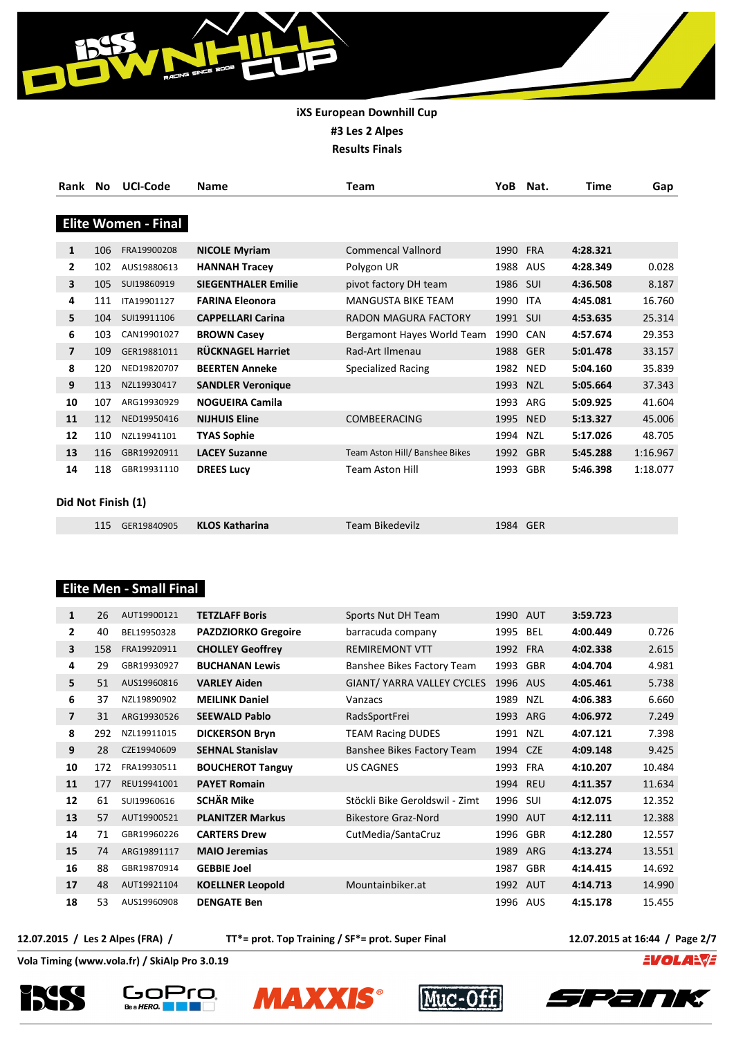**iXS European Downhill Cup**

**#3 Les 2 Alpes**

**Results Finals**

## Elite Women - Final

| Rank | No | UCI-Code | Name | Team | YoB | Nat. | Time | Gap |
|---|---|---|---|---|---|---|---|---|
| 1 | 106 | FRA19900208 | **NICOLE Myriam** | Commencal Vallnord | 1990 | FRA | **4:28.321** | |
| 2 | 102 | AUS19880613 | **HANNAH Tracey** | Polygon UR | 1988 | AUS | **4:28.349** | 0.028 |
| 3 | 105 | SUI19860919 | **SIEGENTHALER Emilie** | pivot factory DH team | 1986 | SUI | **4:36.508** | 8.187 |
| 4 | 111 | ITA19901127 | **FARINA Eleonora** | MANGUSTA BIKE TEAM | 1990 | ITA | **4:45.081** | 16.760 |
| 5 | 104 | SUI19911106 | **CAPPELLARI Carina** | RADON MAGURA FACTORY | 1991 | SUI | **4:53.635** | 25.314 |
| 6 | 103 | CAN19901027 | **BROWN Casey** | Bergamont Hayes World Team | 1990 | CAN | **4:57.674** | 29.353 |
| 7 | 109 | GER19881011 | **RÜCKNAGEL Harriet** | Rad-Art Ilmenau | 1988 | GER | **5:01.478** | 33.157 |
| 8 | 120 | NED19820707 | **BEERTEN Anneke** | Specialized Racing | 1982 | NED | **5:04.160** | 35.839 |
| 9 | 113 | NZL19930417 | **SANDLER Veronique** | | 1993 | NZL | **5:05.664** | 37.343 |
| 10 | 107 | ARG19930929 | **NOGUEIRA Camila** | | 1993 | ARG | **5:09.925** | 41.604 |
| 11 | 112 | NED19950416 | **NIJHUIS Eline** | COMBEERACING | 1995 | NED | **5:13.327** | 45.006 |
| 12 | 110 | NZL19941101 | **TYAS Sophie** | | 1994 | NZL | **5:17.026** | 48.705 |
| 13 | 116 | GBR19920911 | **LACEY Suzanne** | Team Aston Hill/ Banshee Bikes | 1992 | GBR | **5:45.288** | 1:16.967 |
| 14 | 118 | GBR19931110 | **DREES Lucy** | Team Aston Hill | 1993 | GBR | **5:46.398** | 1:18.077 |

**Did Not Finish (1)**

| Rank | No | UCI-Code | Name | Team | YoB | Nat. | Time | Gap |
|---|---|---|---|---|---|---|---|---|
| | 115 | GER19840905 | **KLOS Katharina** | Team Bikedevilz | 1984 | GER | | |

## Elite Men - Small Final

| Rank | No | UCI-Code | Name | Team | YoB | Nat. | Time | Gap |
|---|---|---|---|---|---|---|---|---|
| 1 | 26 | AUT19900121 | **TETZLAFF Boris** | Sports Nut DH Team | 1990 | AUT | **3:59.723** | |
| 2 | 40 | BEL19950328 | **PAZDZIORKO Gregoire** | barracuda company | 1995 | BEL | **4:00.449** | 0.726 |
| 3 | 158 | FRA19920911 | **CHOLLEY Geoffrey** | REMIREMONT VTT | 1992 | FRA | **4:02.338** | 2.615 |
| 4 | 29 | GBR19930927 | **BUCHANAN Lewis** | Banshee Bikes Factory Team | 1993 | GBR | **4:04.704** | 4.981 |
| 5 | 51 | AUS19960816 | **VARLEY Aiden** | GIANT/ YARRA VALLEY CYCLES | 1996 | AUS | **4:05.461** | 5.738 |
| 6 | 37 | NZL19890902 | **MEILINK Daniel** | Vanzacs | 1989 | NZL | **4:06.383** | 6.660 |
| 7 | 31 | ARG19930526 | **SEEWALD Pablo** | RadsSportFrei | 1993 | ARG | **4:06.972** | 7.249 |
| 8 | 292 | NZL19911015 | **DICKERSON Bryn** | TEAM Racing DUDES | 1991 | NZL | **4:07.121** | 7.398 |
| 9 | 28 | CZE19940609 | **SEHNAL Stanislav** | Banshee Bikes Factory Team | 1994 | CZE | **4:09.148** | 9.425 |
| 10 | 172 | FRA19930511 | **BOUCHEROT Tanguy** | US CAGNES | 1993 | FRA | **4:10.207** | 10.484 |
| 11 | 177 | REU19941001 | **PAYET Romain** | | 1994 | REU | **4:11.357** | 11.634 |
| 12 | 61 | SUI19960616 | **SCHÄR Mike** | Stöckli Bike Geroldswil - Zimt | 1996 | SUI | **4:12.075** | 12.352 |
| 13 | 57 | AUT19900521 | **PLANITZER Markus** | Bikestore Graz-Nord | 1990 | AUT | **4:12.111** | 12.388 |
| 14 | 71 | GBR19960226 | **CARTERS Drew** | CutMedia/SantaCruz | 1996 | GBR | **4:12.280** | 12.557 |
| 15 | 74 | ARG19891117 | **MAIO Jeremias** | | 1989 | ARG | **4:13.274** | 13.551 |
| 16 | 88 | GBR19870914 | **GEBBIE Joel** | | 1987 | GBR | **4:14.415** | 14.692 |
| 17 | 48 | AUT19921104 | **KOELLNER Leopold** | Mountainbiker.at | 1992 | AUT | **4:14.713** | 14.990 |
| 18 | 53 | AUS19960908 | **DENGATE Ben** | | 1996 | AUS | **4:15.178** | 15.455 |

**12.07.2015 / Les 2 Alpes (FRA) /** **TT\*= prot. Top Training / SF\*= prot. Super Final** **12.07.2015 at 16:44**

**Vola Timing (www.vola.fr) / SkiAlp Pro 3.0.19**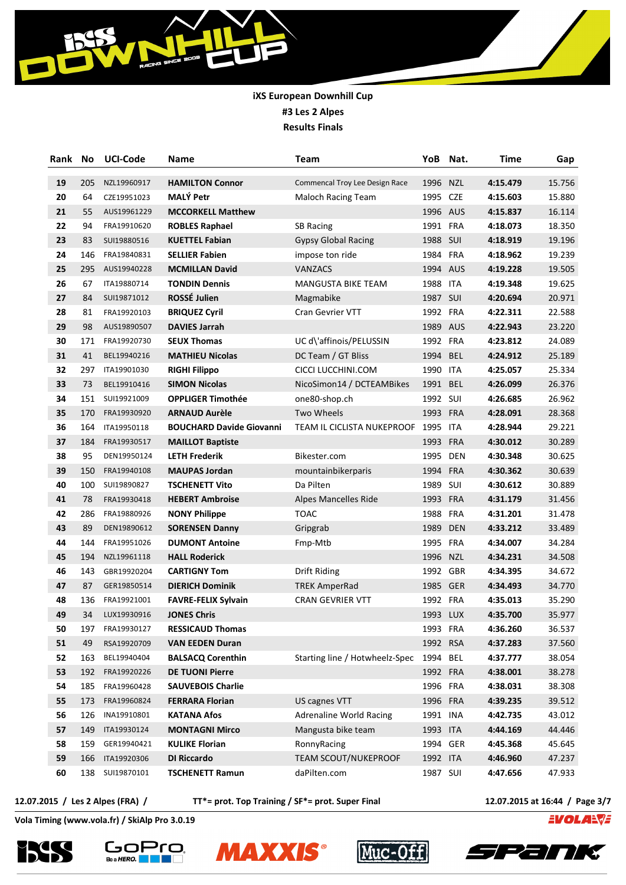**iXS European Downhill Cup**

**#3 Les 2 Alpes**

**Results Finals**

| Rank | No | UCI-Code | Name | Team | YoB | Nat. | Time | Gap |
|---|---|---|---|---|---|---|---|---|
| 19 | 205 | NZL19960917 | **HAMILTON Connor** | Commencal Troy Lee Design Race | 1996 | NZL | **4:15.479** | 15.756 |
| 20 | 64 | CZE19951023 | **MALÝ Petr** | Maloch Racing Team | 1995 | CZE | **4:15.603** | 15.880 |
| 21 | 55 | AUS19961229 | **MCCORKELL Matthew** | | 1996 | AUS | **4:15.837** | 16.114 |
| 22 | 94 | FRA19910620 | **ROBLES Raphael** | SB Racing | 1991 | FRA | **4:18.073** | 18.350 |
| 23 | 83 | SUI19880516 | **KUETTEL Fabian** | Gypsy Global Racing | 1988 | SUI | **4:18.919** | 19.196 |
| 24 | 146 | FRA19840831 | **SELLIER Fabien** | impose ton ride | 1984 | FRA | **4:18.962** | 19.239 |
| 25 | 295 | AUS19940228 | **MCMILLAN David** | VANZACS | 1994 | AUS | **4:19.228** | 19.505 |
| 26 | 67 | ITA19880714 | **TONDIN Dennis** | MANGUSTA BIKE TEAM | 1988 | ITA | **4:19.348** | 19.625 |
| 27 | 84 | SUI19871012 | **ROSSÉ Julien** | Magmabike | 1987 | SUI | **4:20.694** | 20.971 |
| 28 | 81 | FRA19920103 | **BRIQUEZ Cyril** | Cran Gevrier VTT | 1992 | FRA | **4:22.311** | 22.588 |
| 29 | 98 | AUS19890507 | **DAVIES Jarrah** | | 1989 | AUS | **4:22.943** | 23.220 |
| 30 | 171 | FRA19920730 | **SEUX Thomas** | UC d\'affinois/PELUSSIN | 1992 | FRA | **4:23.812** | 24.089 |
| 31 | 41 | BEL19940216 | **MATHIEU Nicolas** | DC Team / GT Bliss | 1994 | BEL | **4:24.912** | 25.189 |
| 32 | 297 | ITA19901030 | **RIGHI Filippo** | CICCI LUCCHINI.COM | 1990 | ITA | **4:25.057** | 25.334 |
| 33 | 73 | BEL19910416 | **SIMON Nicolas** | NicoSimon14 / DCTEAMBikes | 1991 | BEL | **4:26.099** | 26.376 |
| 34 | 151 | SUI19921009 | **OPPLIGER Timothée** | one80-shop.ch | 1992 | SUI | **4:26.685** | 26.962 |
| 35 | 170 | FRA19930920 | **ARNAUD Aurèle** | Two Wheels | 1993 | FRA | **4:28.091** | 28.368 |
| 36 | 164 | ITA19950118 | **BOUCHARD Davide Giovanni** | TEAM IL CICLISTA NUKEPROOF | 1995 | ITA | **4:28.944** | 29.221 |
| 37 | 184 | FRA19930517 | **MAILLOT Baptiste** | | 1993 | FRA | **4:30.012** | 30.289 |
| 38 | 95 | DEN19950124 | **LETH Frederik** | Bikester.com | 1995 | DEN | **4:30.348** | 30.625 |
| 39 | 150 | FRA19940108 | **MAUPAS Jordan** | mountainbikerparis | 1994 | FRA | **4:30.362** | 30.639 |
| 40 | 100 | SUI19890827 | **TSCHENETT Vito** | Da Pilten | 1989 | SUI | **4:30.612** | 30.889 |
| 41 | 78 | FRA19930418 | **HEBERT Ambroise** | Alpes Mancelles Ride | 1993 | FRA | **4:31.179** | 31.456 |
| 42 | 286 | FRA19880926 | **NONY Philippe** | TOAC | 1988 | FRA | **4:31.201** | 31.478 |
| 43 | 89 | DEN19890612 | **SORENSEN Danny** | Gripgrab | 1989 | DEN | **4:33.212** | 33.489 |
| 44 | 144 | FRA19951026 | **DUMONT Antoine** | Fmp-Mtb | 1995 | FRA | **4:34.007** | 34.284 |
| 45 | 194 | NZL19961118 | **HALL Roderick** | | 1996 | NZL | **4:34.231** | 34.508 |
| 46 | 143 | GBR19920204 | **CARTIGNY Tom** | Drift Riding | 1992 | GBR | **4:34.395** | 34.672 |
| 47 | 87 | GER19850514 | **DIERICH Dominik** | TREK AmperRad | 1985 | GER | **4:34.493** | 34.770 |
| 48 | 136 | FRA19921001 | **FAVRE-FELIX Sylvain** | CRAN GEVRIER VTT | 1992 | FRA | **4:35.013** | 35.290 |
| 49 | 34 | LUX19930916 | **JONES Chris** | | 1993 | LUX | **4:35.700** | 35.977 |
| 50 | 197 | FRA19930127 | **RESSICAUD Thomas** | | 1993 | FRA | **4:36.260** | 36.537 |
| 51 | 49 | RSA19920709 | **VAN EEDEN Duran** | | 1992 | RSA | **4:37.283** | 37.560 |
| 52 | 163 | BEL19940404 | **BALSACQ Corenthin** | Starting line / Hotwheelz-Spec | 1994 | BEL | **4:37.777** | 38.054 |
| 53 | 192 | FRA19920226 | **DE TUONI Pierre** | | 1992 | FRA | **4:38.001** | 38.278 |
| 54 | 185 | FRA19960428 | **SAUVEBOIS Charlie** | | 1996 | FRA | **4:38.031** | 38.308 |
| 55 | 173 | FRA19960824 | **FERRARA Florian** | US cagnes VTT | 1996 | FRA | **4:39.235** | 39.512 |
| 56 | 126 | INA19910801 | **KATANA Afos** | Adrenaline World Racing | 1991 | INA | **4:42.735** | 43.012 |
| 57 | 149 | ITA19930124 | **MONTAGNI Mirco** | Mangusta bike team | 1993 | ITA | **4:44.169** | 44.446 |
| 58 | 159 | GER19940421 | **KULIKE Florian** | RonnyRacing | 1994 | GER | **4:45.368** | 45.645 |
| 59 | 166 | ITA19920306 | **DI Riccardo** | TEAM SCOUT/NUKEPROOF | 1992 | ITA | **4:46.960** | 47.237 |
| 60 | 138 | SUI19870101 | **TSCHENETT Ramun** | daPilten.com | 1987 | SUI | **4:47.656** | 47.933 |

**12.07.2015 / Les 2 Alpes (FRA) /** **TT*= prot. Top Training / SF*= prot. Super Final** **12.07.2015 at 16:44**

**Vola Timing (www.vola.fr) / SkiAlp Pro 3.0.19**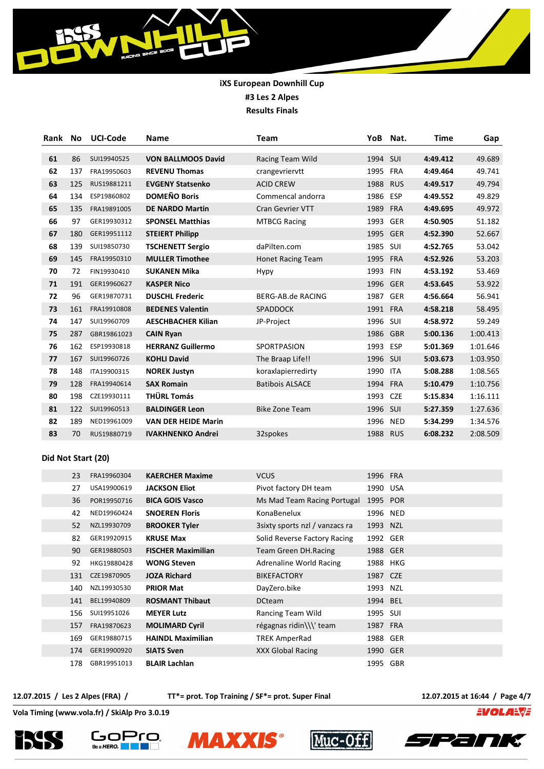**iXS European Downhill Cup**
**#3 Les 2 Alpes**
**Results Finals**

| Rank | No | UCI-Code | Name | Team | YoB | Nat. | Time | Gap |
|---|---|---|---|---|---|---|---|---|
| 61 | 86 | SUI19940525 | **VON BALLMOOS David** | Racing Team Wild | 1994 | SUI | **4:49.412** | 49.689 |
| 62 | 137 | FRA19950603 | **REVENU Thomas** | crangevriervtt | 1995 | FRA | **4:49.464** | 49.741 |
| 63 | 125 | RUS19881211 | **EVGENY Statsenko** | ACID CREW | 1988 | RUS | **4:49.517** | 49.794 |
| 64 | 134 | ESP19860802 | **DOMEÑO Boris** | Commencal andorra | 1986 | ESP | **4:49.552** | 49.829 |
| 65 | 135 | FRA19891005 | **DE NARDO Martin** | Cran Gevrier VTT | 1989 | FRA | **4:49.695** | 49.972 |
| 66 | 97 | GER19930312 | **SPONSEL Matthias** | MTBCG Racing | 1993 | GER | **4:50.905** | 51.182 |
| 67 | 180 | GER19951112 | **STEIERT Philipp** | | 1995 | GER | **4:52.390** | 52.667 |
| 68 | 139 | SUI19850730 | **TSCHENETT Sergio** | daPilten.com | 1985 | SUI | **4:52.765** | 53.042 |
| 69 | 145 | FRA19950310 | **MULLER Timothee** | Honet Racing Team | 1995 | FRA | **4:52.926** | 53.203 |
| 70 | 72 | FIN19930410 | **SUKANEN Mika** | Hypy | 1993 | FIN | **4:53.192** | 53.469 |
| 71 | 191 | GER19960627 | **KASPER Nico** | | 1996 | GER | **4:53.645** | 53.922 |
| 72 | 96 | GER19870731 | **DUSCHL Frederic** | BERG-AB.de RACING | 1987 | GER | **4:56.664** | 56.941 |
| 73 | 161 | FRA19910808 | **BEDENES Valentin** | SPADDOCK | 1991 | FRA | **4:58.218** | 58.495 |
| 74 | 147 | SUI19960709 | **AESCHBACHER Kilian** | JP-Project | 1996 | SUI | **4:58.972** | 59.249 |
| 75 | 287 | GBR19861023 | **CAIN Ryan** | | 1986 | GBR | **5:00.136** | 1:00.413 |
| 76 | 162 | ESP19930818 | **HERRANZ Guillermo** | SPORTPASION | 1993 | ESP | **5:01.369** | 1:01.646 |
| 77 | 167 | SUI19960726 | **KOHLI David** | The Braap Life!! | 1996 | SUI | **5:03.673** | 1:03.950 |
| 78 | 148 | ITA19900315 | **NOREK Justyn** | koraxlapierredirty | 1990 | ITA | **5:08.288** | 1:08.565 |
| 79 | 128 | FRA19940614 | **SAX Romain** | Batibois ALSACE | 1994 | FRA | **5:10.479** | 1:10.756 |
| 80 | 198 | CZE19930111 | **THÜRL Tomás** | | 1993 | CZE | **5:15.834** | 1:16.111 |
| 81 | 122 | SUI19960513 | **BALDINGER Leon** | Bike Zone Team | 1996 | SUI | **5:27.359** | 1:27.636 |
| 82 | 189 | NED19961009 | **VAN DER HEIDE Marin** | | 1996 | NED | **5:34.299** | 1:34.576 |
| 83 | 70 | RUS19880719 | **IVAKHNENKO Andrei** | 32spokes | 1988 | RUS | **6:08.232** | 2:08.509 |

### Did Not Start (20)

| No | UCI-Code | Name | Team | YoB | Nat. |
|---|---|---|---|---|---|
| 23 | FRA19960304 | **KAERCHER Maxime** | VCUS | 1996 | FRA |
| 27 | USA19900619 | **JACKSON Eliot** | Pivot factory DH team | 1990 | USA |
| 36 | POR19950716 | **BICA GOIS Vasco** | Ms Mad Team Racing Portugal | 1995 | POR |
| 42 | NED19960424 | **SNOEREN Floris** | KonaBenelux | 1996 | NED |
| 52 | NZL19930709 | **BROOKER Tyler** | 3sixty sports nzl / vanzacs ra | 1993 | NZL |
| 82 | GER19920915 | **KRUSE Max** | Solid Reverse Factory Racing | 1992 | GER |
| 90 | GER19880503 | **FISCHER Maximilian** | Team Green DH.Racing | 1988 | GER |
| 92 | HKG19880428 | **WONG Steven** | Adrenaline World Racing | 1988 | HKG |
| 131 | CZE19870905 | **JOZA Richard** | BIKEFACTORY | 1987 | CZE |
| 140 | NZL19930530 | **PRIOR Mat** | DayZero.bike | 1993 | NZL |
| 141 | BEL19940809 | **ROSMANT Thibaut** | DCteam | 1994 | BEL |
| 156 | SUI19951026 | **MEYER Lutz** | Rancing Team Wild | 1995 | SUI |
| 157 | FRA19870623 | **MOLIMARD Cyril** | régagnas ridin\\\' team | 1987 | FRA |
| 169 | GER19880715 | **HAINDL Maximilian** | TREK AmperRad | 1988 | GER |
| 174 | GER19900920 | **SIATS Sven** | XXX Global Racing | 1990 | GER |
| 178 | GBR19951013 | **BLAIR Lachlan** | | 1995 | GBR |

**12.07.2015 / Les 2 Alpes (FRA) /** **TT*= prot. Top Training / SF*= prot. Super Final** **12.07.2015 at 16:44**

**Vola Timing (www.vola.fr) / SkiAlp Pro 3.0.19**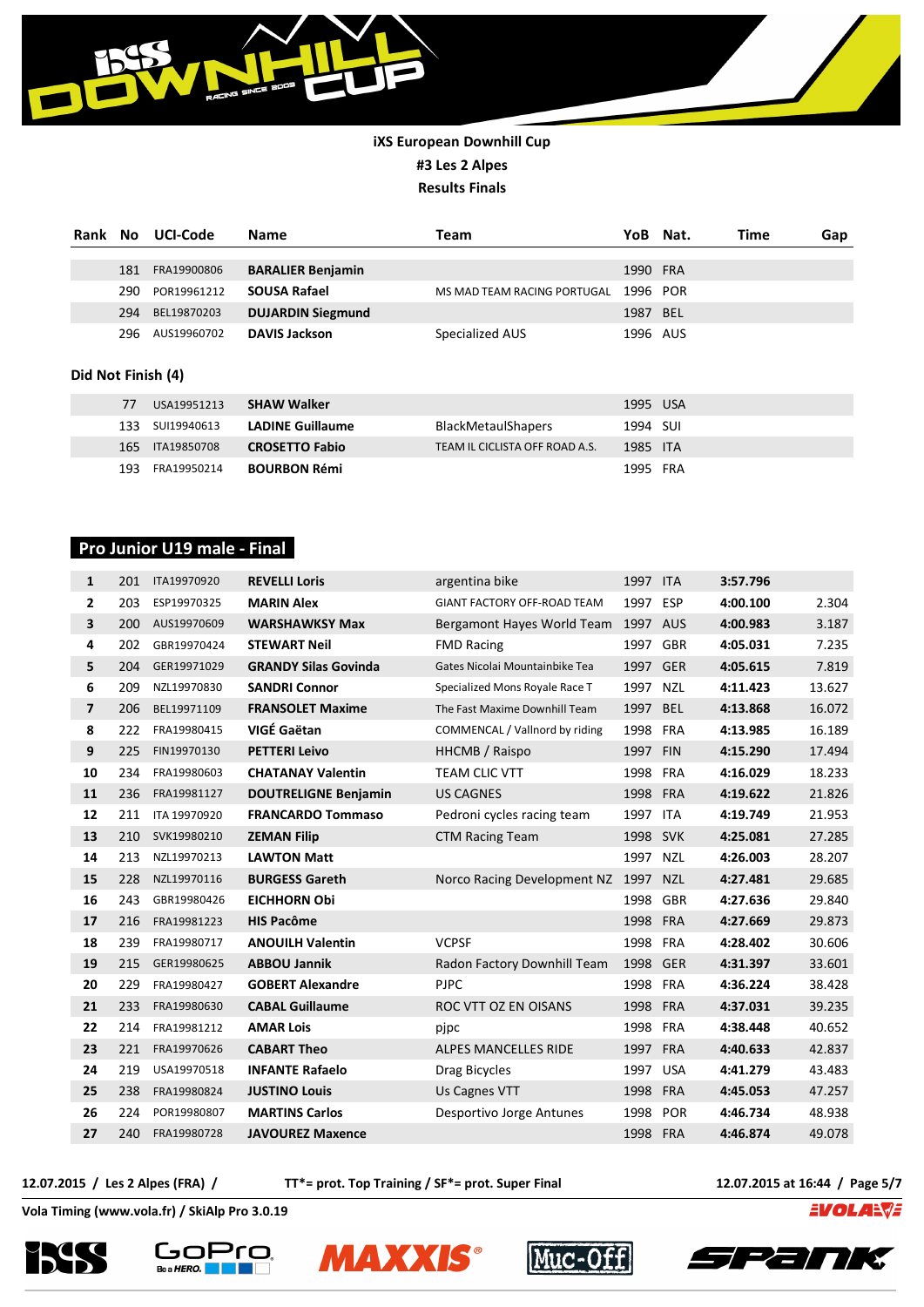**iXS European Downhill Cup**
**#3 Les 2 Alpes**
**Results Finals**

| Rank | No | UCI-Code | Name | Team | YoB | Nat. | Time | Gap |
|---|---|---|---|---|---|---|---|---|
| | 181 | FRA19900806 | **BARALIER Benjamin** | | 1990 | FRA | | |
| | 290 | POR19961212 | **SOUSA Rafael** | MS MAD TEAM RACING PORTUGAL | 1996 | POR | | |
| | 294 | BEL19870203 | **DUJARDIN Siegmund** | | 1987 | BEL | | |
| | 296 | AUS19960702 | **DAVIS Jackson** | Specialized AUS | 1996 | AUS | | |

**Did Not Finish (4)**

| Rank | No | UCI-Code | Name | Team | YoB | Nat. | Time | Gap |
|---|---|---|---|---|---|---|---|---|
| | 77 | USA19951213 | **SHAW Walker** | | 1995 | USA | | |
| | 133 | SUI19940613 | **LADINE Guillaume** | BlackMetaulShapers | 1994 | SUI | | |
| | 165 | ITA19850708 | **CROSETTO Fabio** | TEAM IL CICLISTA OFF ROAD A.S. | 1985 | ITA | | |
| | 193 | FRA19950214 | **BOURBON Rémi** | | 1995 | FRA | | |

## Pro Junior U19 male - Final

| Rank | No | UCI-Code | Name | Team | YoB | Nat. | Time | Gap |
|---|---|---|---|---|---|---|---|---|
| **1** | 201 | ITA19970920 | **REVELLI Loris** | argentina bike | 1997 | ITA | **3:57.796** | |
| **2** | 203 | ESP19970325 | **MARIN Alex** | GIANT FACTORY OFF-ROAD TEAM | 1997 | ESP | **4:00.100** | 2.304 |
| **3** | 200 | AUS19970609 | **WARSHAWKSY Max** | Bergamont Hayes World Team | 1997 | AUS | **4:00.983** | 3.187 |
| **4** | 202 | GBR19970424 | **STEWART Neil** | FMD Racing | 1997 | GBR | **4:05.031** | 7.235 |
| **5** | 204 | GER19971029 | **GRANDY Silas Govinda** | Gates Nicolai Mountainbike Tea | 1997 | GER | **4:05.615** | 7.819 |
| **6** | 209 | NZL19970830 | **SANDRI Connor** | Specialized Mons Royale Race T | 1997 | NZL | **4:11.423** | 13.627 |
| **7** | 206 | BEL19971109 | **FRANSOLET Maxime** | The Fast Maxime Downhill Team | 1997 | BEL | **4:13.868** | 16.072 |
| **8** | 222 | FRA19980415 | **VIGÉ Gaëtan** | COMMENCAL / Vallnord by riding | 1998 | FRA | **4:13.985** | 16.189 |
| **9** | 225 | FIN19970130 | **PETTERI Leivo** | HHCMB / Raispo | 1997 | FIN | **4:15.290** | 17.494 |
| **10** | 234 | FRA19980603 | **CHATANAY Valentin** | TEAM CLIC VTT | 1998 | FRA | **4:16.029** | 18.233 |
| **11** | 236 | FRA19981127 | **DOUTRELIGNE Benjamin** | US CAGNES | 1998 | FRA | **4:19.622** | 21.826 |
| **12** | 211 | ITA 19970920 | **FRANCARDO Tommaso** | Pedroni cycles racing team | 1997 | ITA | **4:19.749** | 21.953 |
| **13** | 210 | SVK19980210 | **ZEMAN Filip** | CTM Racing Team | 1998 | SVK | **4:25.081** | 27.285 |
| **14** | 213 | NZL19970213 | **LAWTON Matt** | | 1997 | NZL | **4:26.003** | 28.207 |
| **15** | 228 | NZL19970116 | **BURGESS Gareth** | Norco Racing Development NZ | 1997 | NZL | **4:27.481** | 29.685 |
| **16** | 243 | GBR19980426 | **EICHHORN Obi** | | 1998 | GBR | **4:27.636** | 29.840 |
| **17** | 216 | FRA19981223 | **HIS Pacôme** | | 1998 | FRA | **4:27.669** | 29.873 |
| **18** | 239 | FRA19980717 | **ANOUILH Valentin** | VCPSF | 1998 | FRA | **4:28.402** | 30.606 |
| **19** | 215 | GER19980625 | **ABBOU Jannik** | Radon Factory Downhill Team | 1998 | GER | **4:31.397** | 33.601 |
| **20** | 229 | FRA19980427 | **GOBERT Alexandre** | PJPC | 1998 | FRA | **4:36.224** | 38.428 |
| **21** | 233 | FRA19980630 | **CABAL Guillaume** | ROC VTT OZ EN OISANS | 1998 | FRA | **4:37.031** | 39.235 |
| **22** | 214 | FRA19981212 | **AMAR Lois** | pjpc | 1998 | FRA | **4:38.448** | 40.652 |
| **23** | 221 | FRA19970626 | **CABART Theo** | ALPES MANCELLES RIDE | 1997 | FRA | **4:40.633** | 42.837 |
| **24** | 219 | USA19970518 | **INFANTE Rafaelo** | Drag Bicycles | 1997 | USA | **4:41.279** | 43.483 |
| **25** | 238 | FRA19980824 | **JUSTINO Louis** | Us Cagnes VTT | 1998 | FRA | **4:45.053** | 47.257 |
| **26** | 224 | POR19980807 | **MARTINS Carlos** | Desportivo Jorge Antunes | 1998 | POR | **4:46.734** | 48.938 |
| **27** | 240 | FRA19980728 | **JAVOUREZ Maxence** | | 1998 | FRA | **4:46.874** | 49.078 |

**12.07.2015 / Les 2 Alpes (FRA) /** **TT*= prot. Top Training / SF*= prot. Super Final** **12.07.2015 at 16:44**

**Vola Timing (www.vola.fr) / SkiAlp Pro 3.0.19**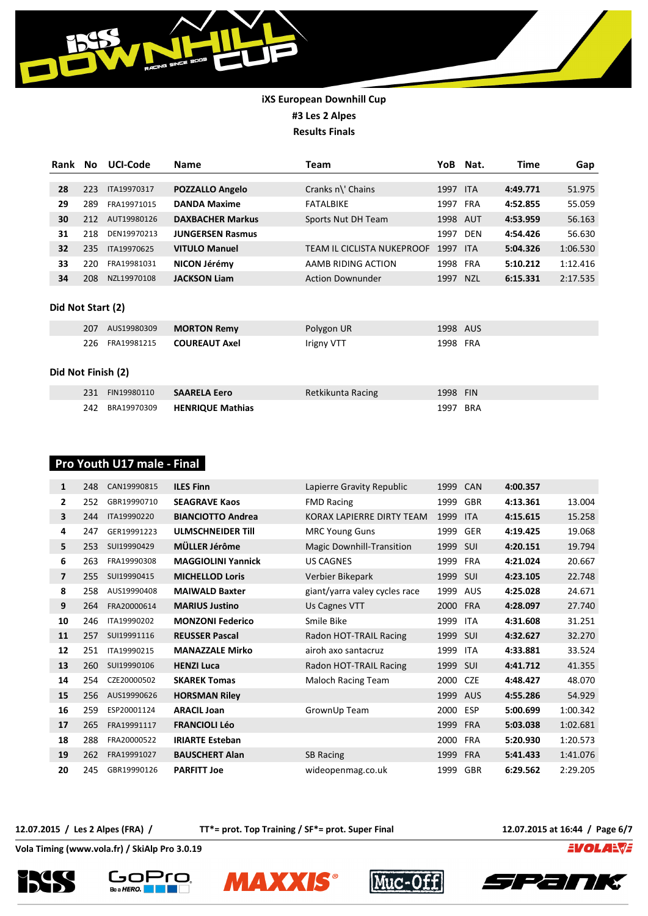**iXS European Downhill Cup**
**#3 Les 2 Alpes**
**Results Finals**

| Rank | No | UCI-Code | Name | Team | YoB | Nat. | Time | Gap |
|---|---|---|---|---|---|---|---|---|
| 28 | 223 | ITA19970317 | **POZZALLO Angelo** | Cranks n\' Chains | 1997 | ITA | **4:49.771** | 51.975 |
| 29 | 289 | FRA19971015 | **DANDA Maxime** | FATALBIKE | 1997 | FRA | **4:52.855** | 55.059 |
| 30 | 212 | AUT19980126 | **DAXBACHER Markus** | Sports Nut DH Team | 1998 | AUT | **4:53.959** | 56.163 |
| 31 | 218 | DEN19970213 | **JUNGERSEN Rasmus** | | 1997 | DEN | **4:54.426** | 56.630 |
| 32 | 235 | ITA19970625 | **VITULO Manuel** | TEAM IL CICLISTA NUKEPROOF | 1997 | ITA | **5:04.326** | 1:06.530 |
| 33 | 220 | FRA19981031 | **NICON Jérémy** | AAMB RIDING ACTION | 1998 | FRA | **5:10.212** | 1:12.416 |
| 34 | 208 | NZL19970108 | **JACKSON Liam** | Action Downunder | 1997 | NZL | **6:15.331** | 2:17.535 |

**Did Not Start (2)**

| Rank | No | UCI-Code | Name | Team | YoB | Nat. | Time | Gap |
|---|---|---|---|---|---|---|---|---|
| | 207 | AUS19980309 | **MORTON Remy** | Polygon UR | 1998 | AUS | | |
| | 226 | FRA19981215 | **COUREAUT Axel** | Irigny VTT | 1998 | FRA | | |

**Did Not Finish (2)**

| Rank | No | UCI-Code | Name | Team | YoB | Nat. | Time | Gap |
|---|---|---|---|---|---|---|---|---|
| | 231 | FIN19980110 | **SAARELA Eero** | Retkikunta Racing | 1998 | FIN | | |
| | 242 | BRA19970309 | **HENRIQUE Mathias** | | 1997 | BRA | | |

## Pro Youth U17 male - Final

| Rank | No | UCI-Code | Name | Team | YoB | Nat. | Time | Gap |
|---|---|---|---|---|---|---|---|---|
| 1 | 248 | CAN19990815 | **ILES Finn** | Lapierre Gravity Republic | 1999 | CAN | **4:00.357** | |
| 2 | 252 | GBR19990710 | **SEAGRAVE Kaos** | FMD Racing | 1999 | GBR | **4:13.361** | 13.004 |
| 3 | 244 | ITA19990220 | **BIANCIOTTO Andrea** | KORAX LAPIERRE DIRTY TEAM | 1999 | ITA | **4:15.615** | 15.258 |
| 4 | 247 | GER19991223 | **ULMSCHNEIDER Till** | MRC Young Guns | 1999 | GER | **4:19.425** | 19.068 |
| 5 | 253 | SUI19990429 | **MÜLLER Jérôme** | Magic Downhill-Transition | 1999 | SUI | **4:20.151** | 19.794 |
| 6 | 263 | FRA19990308 | **MAGGIOLINI Yannick** | US CAGNES | 1999 | FRA | **4:21.024** | 20.667 |
| 7 | 255 | SUI19990415 | **MICHELLOD Loris** | Verbier Bikepark | 1999 | SUI | **4:23.105** | 22.748 |
| 8 | 258 | AUS19990408 | **MAIWALD Baxter** | giant/yarra valey cycles race | 1999 | AUS | **4:25.028** | 24.671 |
| 9 | 264 | FRA20000614 | **MARIUS Justino** | Us Cagnes VTT | 2000 | FRA | **4:28.097** | 27.740 |
| 10 | 246 | ITA19990202 | **MONZONI Federico** | Smile Bike | 1999 | ITA | **4:31.608** | 31.251 |
| 11 | 257 | SUI19991116 | **REUSSER Pascal** | Radon HOT-TRAIL Racing | 1999 | SUI | **4:32.627** | 32.270 |
| 12 | 251 | ITA19990215 | **MANAZZALE Mirko** | airoh axo santacruz | 1999 | ITA | **4:33.881** | 33.524 |
| 13 | 260 | SUI19990106 | **HENZI Luca** | Radon HOT-TRAIL Racing | 1999 | SUI | **4:41.712** | 41.355 |
| 14 | 254 | CZE20000502 | **SKAREK Tomas** | Maloch Racing Team | 2000 | CZE | **4:48.427** | 48.070 |
| 15 | 256 | AUS19990626 | **HORSMAN Riley** | | 1999 | AUS | **4:55.286** | 54.929 |
| 16 | 259 | ESP20001124 | **ARACIL Joan** | GrownUp Team | 2000 | ESP | **5:00.699** | 1:00.342 |
| 17 | 265 | FRA19991117 | **FRANCIOLI Léo** | | 1999 | FRA | **5:03.038** | 1:02.681 |
| 18 | 288 | FRA20000522 | **IRIARTE Esteban** | | 2000 | FRA | **5:20.930** | 1:20.573 |
| 19 | 262 | FRA19991027 | **BAUSCHERT Alan** | SB Racing | 1999 | FRA | **5:41.433** | 1:41.076 |
| 20 | 245 | GBR19990126 | **PARFITT Joe** | wideopenmag.co.uk | 1999 | GBR | **6:29.562** | 2:29.205 |

**12.07.2015 / Les 2 Alpes (FRA) /** **TT*= prot. Top Training / SF*= prot. Super Final** **12.07.2015 at 16:44**

**Vola Timing (www.vola.fr) / SkiAlp Pro 3.0.19**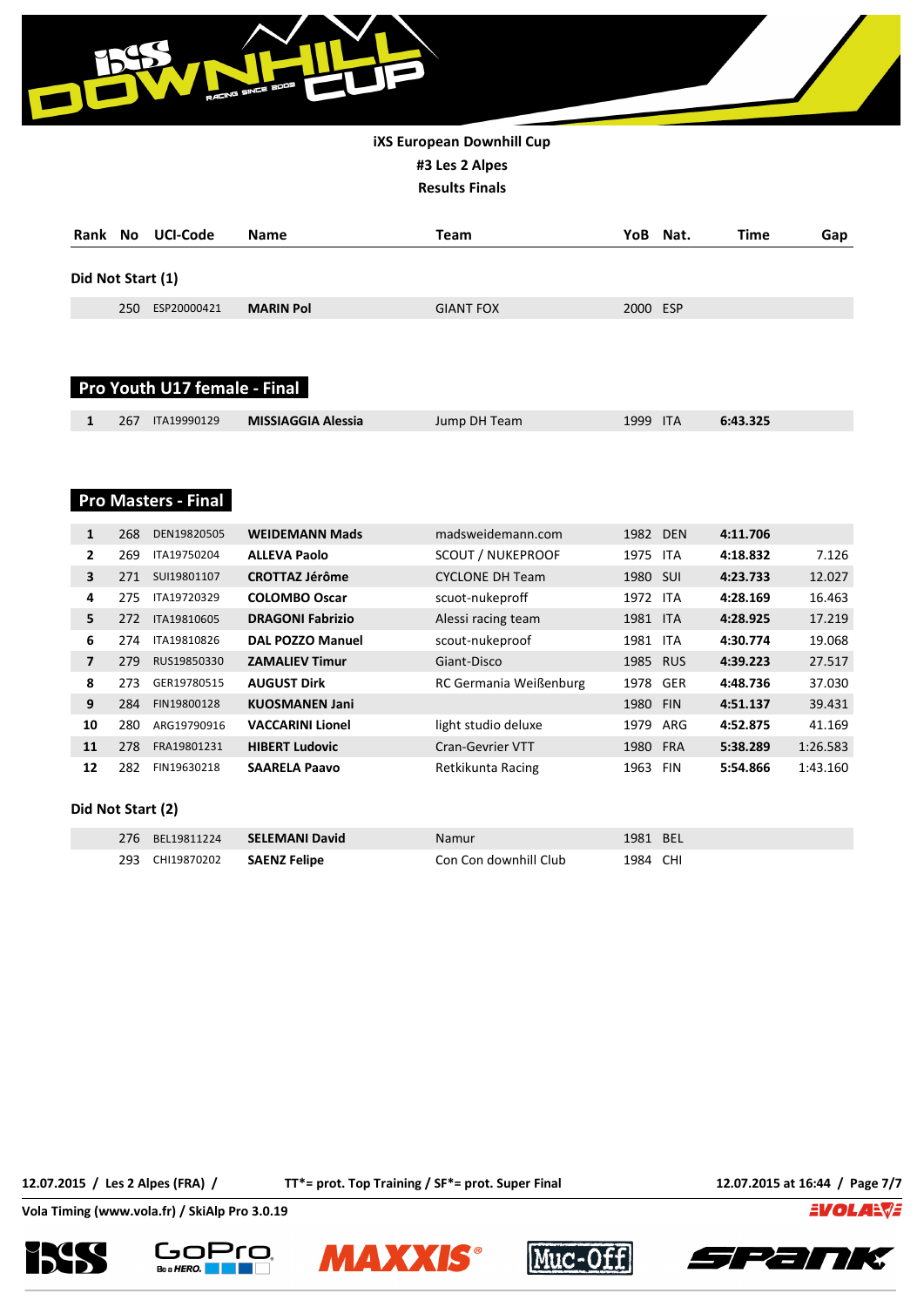**iXS European Downhill Cup**
**#3 Les 2 Alpes**
**Results Finals**

| Rank | No | UCI-Code | Name | Team | YoB | Nat. | Time | Gap |
|---|---|---|---|---|---|---|---|---|

**Did Not Start (1)**

| | | | | | | | | |
|---|---|---|---|---|---|---|---|---|
| | 250 | ESP20000421 | **MARIN Pol** | GIANT FOX | 2000 | ESP | | |

## Pro Youth U17 female - Final

| | | | | | | | | |
|---|---|---|---|---|---|---|---|---|
| **1** | 267 | ITA19990129 | **MISSIAGGIA Alessia** | Jump DH Team | 1999 | ITA | **6:43.325** | |

## Pro Masters - Final

| | | | | | | | | |
|---|---|---|---|---|---|---|---|---|
| **1** | 268 | DEN19820505 | **WEIDEMANN Mads** | madsweidemann.com | 1982 | DEN | **4:11.706** | |
| **2** | 269 | ITA19750204 | **ALLEVA Paolo** | SCOUT / NUKEPROOF | 1975 | ITA | **4:18.832** | 7.126 |
| **3** | 271 | SUI19801107 | **CROTTAZ Jérôme** | CYCLONE DH Team | 1980 | SUI | **4:23.733** | 12.027 |
| **4** | 275 | ITA19720329 | **COLOMBO Oscar** | scuot-nukeproff | 1972 | ITA | **4:28.169** | 16.463 |
| **5** | 272 | ITA19810605 | **DRAGONI Fabrizio** | Alessi racing team | 1981 | ITA | **4:28.925** | 17.219 |
| **6** | 274 | ITA19810826 | **DAL POZZO Manuel** | scout-nukeproof | 1981 | ITA | **4:30.774** | 19.068 |
| **7** | 279 | RUS19850330 | **ZAMALIEV Timur** | Giant-Disco | 1985 | RUS | **4:39.223** | 27.517 |
| **8** | 273 | GER19780515 | **AUGUST Dirk** | RC Germania Weißenburg | 1978 | GER | **4:48.736** | 37.030 |
| **9** | 284 | FIN19800128 | **KUOSMANEN Jani** | | 1980 | FIN | **4:51.137** | 39.431 |
| **10** | 280 | ARG19790916 | **VACCARINI Lionel** | light studio deluxe | 1979 | ARG | **4:52.875** | 41.169 |
| **11** | 278 | FRA19801231 | **HIBERT Ludovic** | Cran-Gevrier VTT | 1980 | FRA | **5:38.289** | 1:26.583 |
| **12** | 282 | FIN19630218 | **SAARELA Paavo** | Retkikunta Racing | 1963 | FIN | **5:54.866** | 1:43.160 |

**Did Not Start (2)**

| | | | | | | | | |
|---|---|---|---|---|---|---|---|---|
| | 276 | BEL19811224 | **SELEMANI David** | Namur | 1981 | BEL | | |
| | 293 | CHI19870202 | **SAENZ Felipe** | Con Con downhill Club | 1984 | CHI | | |

12.07.2015 / Les 2 Alpes (FRA) / TT*= prot. Top Training / SF*= prot. Super Final 12.07.2015 at 16:44

Vola Timing (www.vola.fr) / SkiAlp Pro 3.0.19